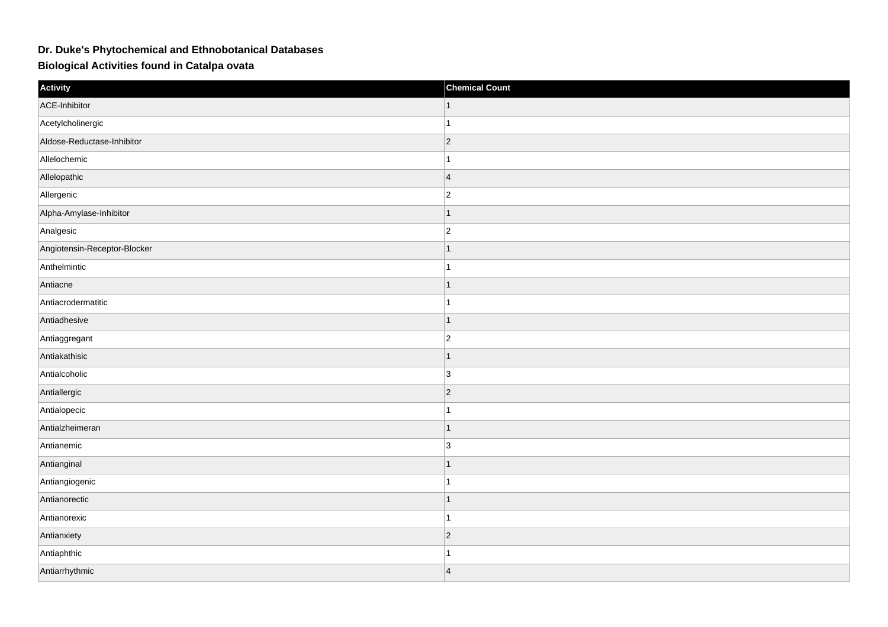# Dr. Duke's Phytochemical and Ethnobotanical Databases

## Biological Activities found in Catalpa ovata

| Activity | Chemical Count |
| --- | --- |
| ACE-Inhibitor | 1 |
| Acetylcholinergic | 1 |
| Aldose-Reductase-Inhibitor | 2 |
| Allelochemic | 1 |
| Allelopathic | 4 |
| Allergenic | 2 |
| Alpha-Amylase-Inhibitor | 1 |
| Analgesic | 2 |
| Angiotensin-Receptor-Blocker | 1 |
| Anthelmintic | 1 |
| Antiacne | 1 |
| Antiacrodermatitic | 1 |
| Antiadhesive | 1 |
| Antiaggregant | 2 |
| Antiakathisic | 1 |
| Antialcoholic | 3 |
| Antiallergic | 2 |
| Antialopecic | 1 |
| Antialzheimeran | 1 |
| Antianemic | 3 |
| Antianginal | 1 |
| Antiangiogenic | 1 |
| Antianorectic | 1 |
| Antianorexic | 1 |
| Antianxiety | 2 |
| Antiaphthic | 1 |
| Antiarrhythmic | 4 |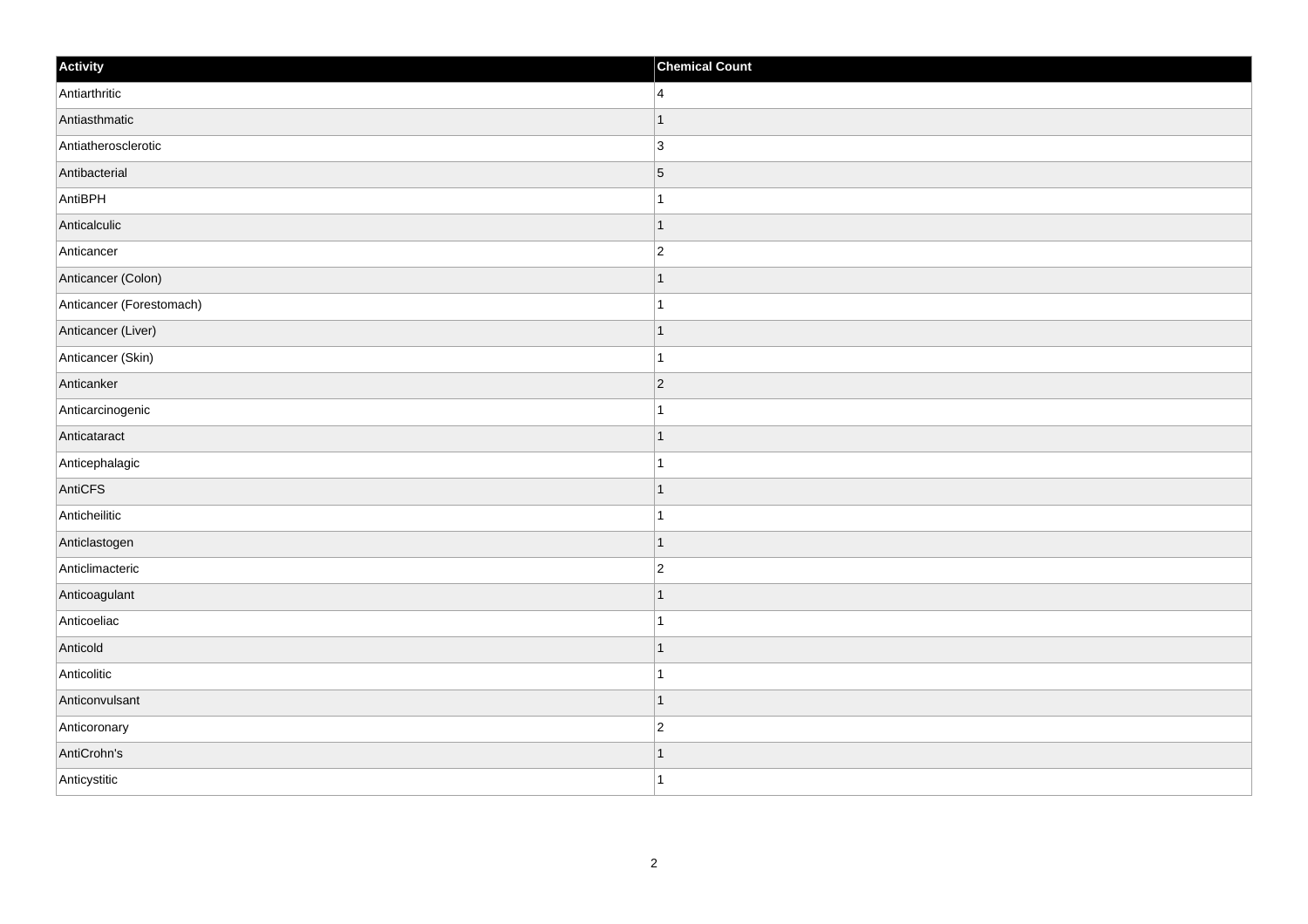| Activity | Chemical Count |
| --- | --- |
| Antiarthritic | 4 |
| Antiasthmatic | 1 |
| Antiatherosclerotic | 3 |
| Antibacterial | 5 |
| AntiBPH | 1 |
| Anticalculic | 1 |
| Anticancer | 2 |
| Anticancer (Colon) | 1 |
| Anticancer (Forestomach) | 1 |
| Anticancer (Liver) | 1 |
| Anticancer (Skin) | 1 |
| Anticanker | 2 |
| Anticarcinogenic | 1 |
| Anticataract | 1 |
| Anticephalagic | 1 |
| AntiCFS | 1 |
| Anticheilitic | 1 |
| Anticlastogen | 1 |
| Anticlimacteric | 2 |
| Anticoagulant | 1 |
| Anticoeliac | 1 |
| Anticold | 1 |
| Anticolitic | 1 |
| Anticonvulsant | 1 |
| Anticoronary | 2 |
| AntiCrohn's | 1 |
| Anticystitic | 1 |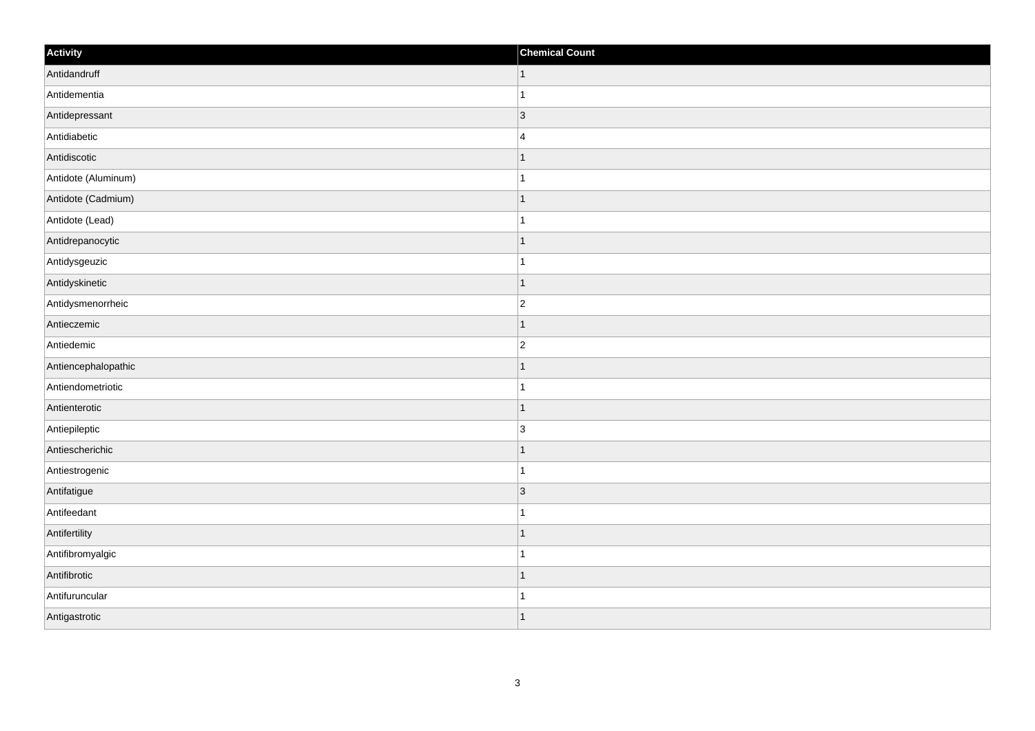| Activity | Chemical Count |
| --- | --- |
| Antidandruff | 1 |
| Antidementia | 1 |
| Antidepressant | 3 |
| Antidiabetic | 4 |
| Antidiscotic | 1 |
| Antidote (Aluminum) | 1 |
| Antidote (Cadmium) | 1 |
| Antidote (Lead) | 1 |
| Antidrepanocytic | 1 |
| Antidysgeuzic | 1 |
| Antidyskinetic | 1 |
| Antidysmenorrheic | 2 |
| Antieczemic | 1 |
| Antiedemic | 2 |
| Antiencephalopathic | 1 |
| Antiendometriotic | 1 |
| Antienterotic | 1 |
| Antiepileptic | 3 |
| Antiescherichic | 1 |
| Antiestrogenic | 1 |
| Antifatigue | 3 |
| Antifeedant | 1 |
| Antifertility | 1 |
| Antifibromyalgic | 1 |
| Antifibrotic | 1 |
| Antifuruncular | 1 |
| Antigastrotic | 1 |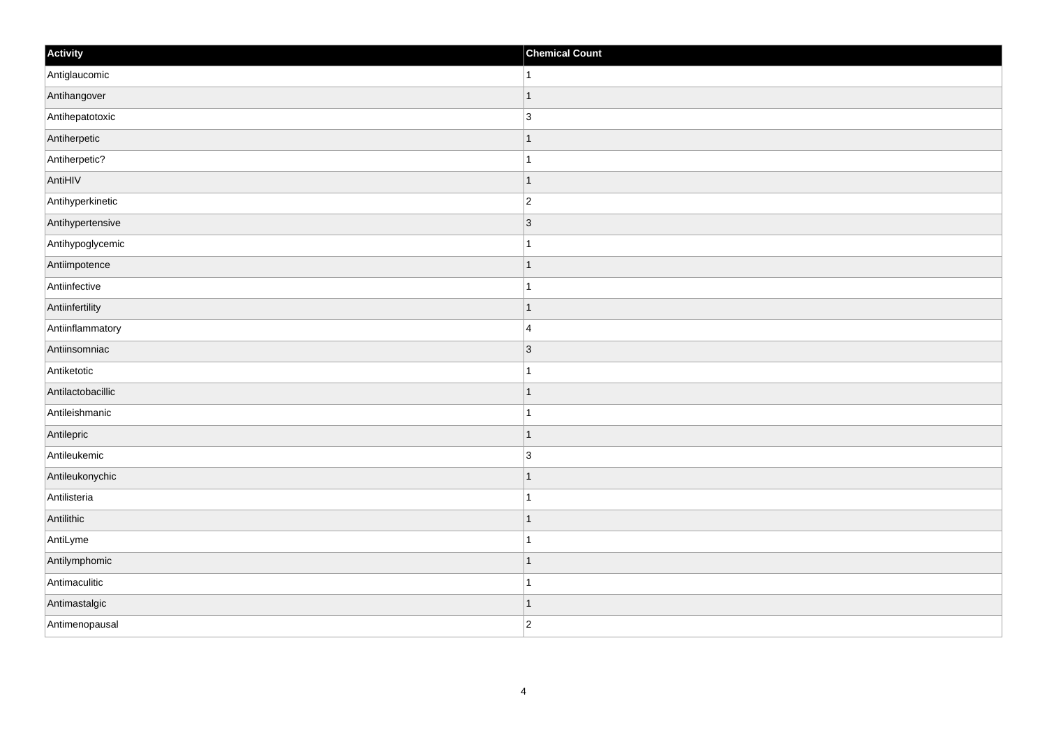| Activity | Chemical Count |
| --- | --- |
| Antiglaucomic | 1 |
| Antihangover | 1 |
| Antihepatotoxic | 3 |
| Antiherpetic | 1 |
| Antiherpetic? | 1 |
| AntiHIV | 1 |
| Antihyperkinetic | 2 |
| Antihypertensive | 3 |
| Antihypoglycemic | 1 |
| Antiimpotence | 1 |
| Antiinfective | 1 |
| Antiinfertility | 1 |
| Antiinflammatory | 4 |
| Antiinsomniac | 3 |
| Antiketotic | 1 |
| Antilactobacillic | 1 |
| Antileishmanic | 1 |
| Antilepric | 1 |
| Antileukemic | 3 |
| Antileukonychic | 1 |
| Antilisteria | 1 |
| Antilithic | 1 |
| AntiLyme | 1 |
| Antilymphomic | 1 |
| Antimaculitic | 1 |
| Antimastalgic | 1 |
| Antimenopausal | 2 |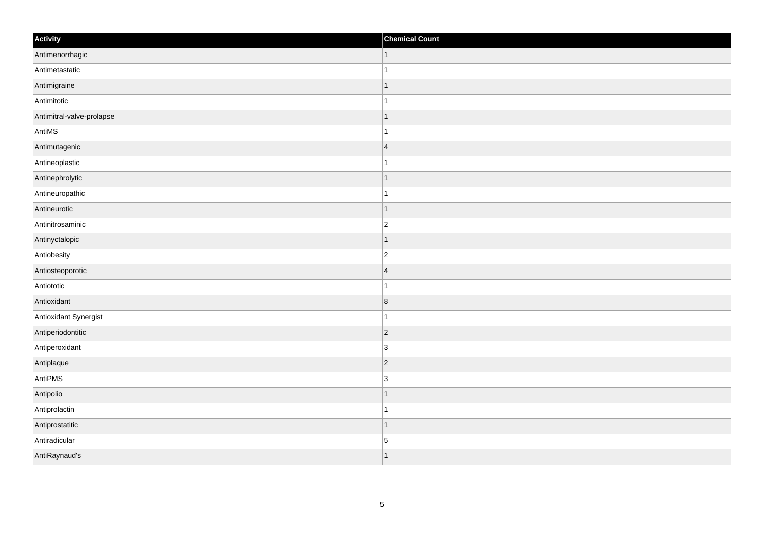| Activity | Chemical Count |
| --- | --- |
| Antimenorrhagic | 1 |
| Antimetastatic | 1 |
| Antimigraine | 1 |
| Antimitotic | 1 |
| Antimitral-valve-prolapse | 1 |
| AntiMS | 1 |
| Antimutagenic | 4 |
| Antineoplastic | 1 |
| Antinephrolytic | 1 |
| Antineuropathic | 1 |
| Antineurotic | 1 |
| Antinitrosaminic | 2 |
| Antinyctalopic | 1 |
| Antiobesity | 2 |
| Antiosteoporotic | 4 |
| Antiototic | 1 |
| Antioxidant | 8 |
| Antioxidant Synergist | 1 |
| Antiperiodontitic | 2 |
| Antiperoxidant | 3 |
| Antiplaque | 2 |
| AntiPMS | 3 |
| Antipolio | 1 |
| Antiprolactin | 1 |
| Antiprostatitic | 1 |
| Antiradicular | 5 |
| AntiRaynaud's | 1 |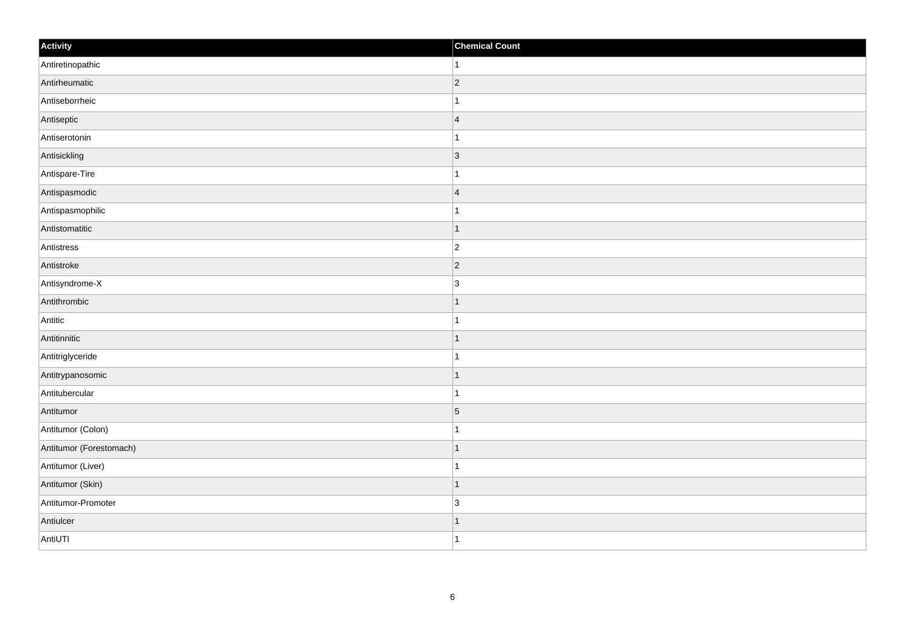| Activity | Chemical Count |
| --- | --- |
| Antiretinopathic | 1 |
| Antirheumatic | 2 |
| Antiseborrheic | 1 |
| Antiseptic | 4 |
| Antiserotonin | 1 |
| Antisickling | 3 |
| Antispare-Tire | 1 |
| Antispasmodic | 4 |
| Antispasmophilic | 1 |
| Antistomatitic | 1 |
| Antistress | 2 |
| Antistroke | 2 |
| Antisyndrome-X | 3 |
| Antithrombic | 1 |
| Antitic | 1 |
| Antitinnitic | 1 |
| Antitriglyceride | 1 |
| Antitrypanosomic | 1 |
| Antitubercular | 1 |
| Antitumor | 5 |
| Antitumor (Colon) | 1 |
| Antitumor (Forestomach) | 1 |
| Antitumor (Liver) | 1 |
| Antitumor (Skin) | 1 |
| Antitumor-Promoter | 3 |
| Antiulcer | 1 |
| AntiUTI | 1 |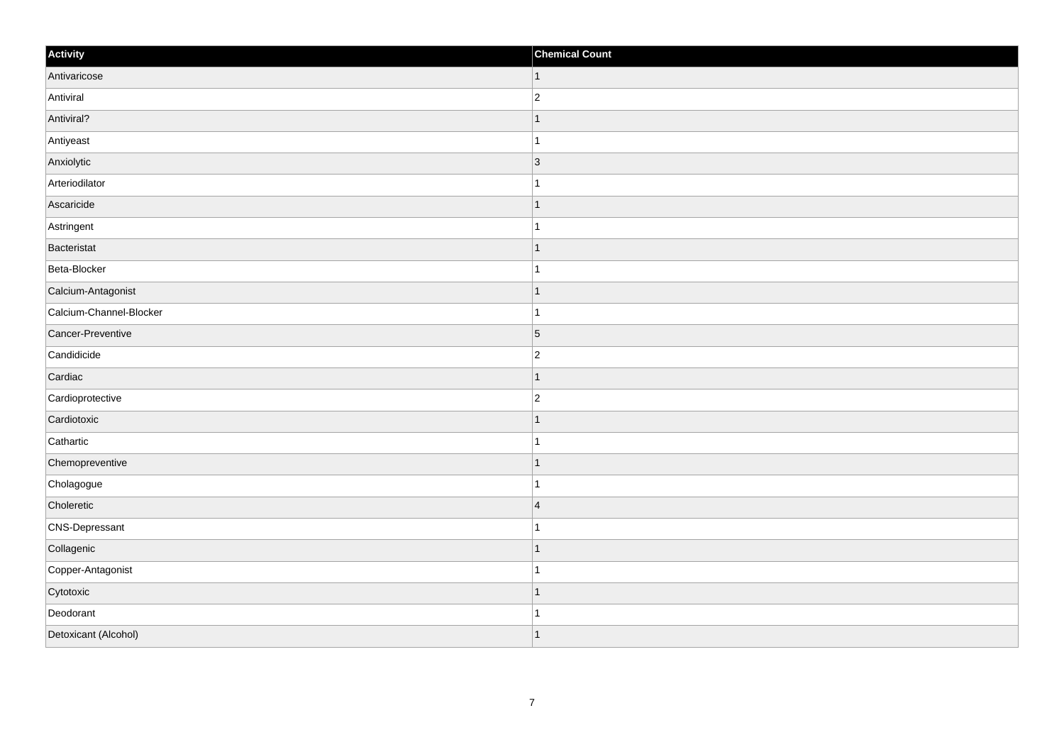| Activity | Chemical Count |
| --- | --- |
| Antivaricose | 1 |
| Antiviral | 2 |
| Antiviral? | 1 |
| Antiyeast | 1 |
| Anxiolytic | 3 |
| Arteriodilator | 1 |
| Ascaricide | 1 |
| Astringent | 1 |
| Bacteristat | 1 |
| Beta-Blocker | 1 |
| Calcium-Antagonist | 1 |
| Calcium-Channel-Blocker | 1 |
| Cancer-Preventive | 5 |
| Candidicide | 2 |
| Cardiac | 1 |
| Cardioprotective | 2 |
| Cardiotoxic | 1 |
| Cathartic | 1 |
| Chemopreventive | 1 |
| Cholagogue | 1 |
| Choleretic | 4 |
| CNS-Depressant | 1 |
| Collagenic | 1 |
| Copper-Antagonist | 1 |
| Cytotoxic | 1 |
| Deodorant | 1 |
| Detoxicant (Alcohol) | 1 |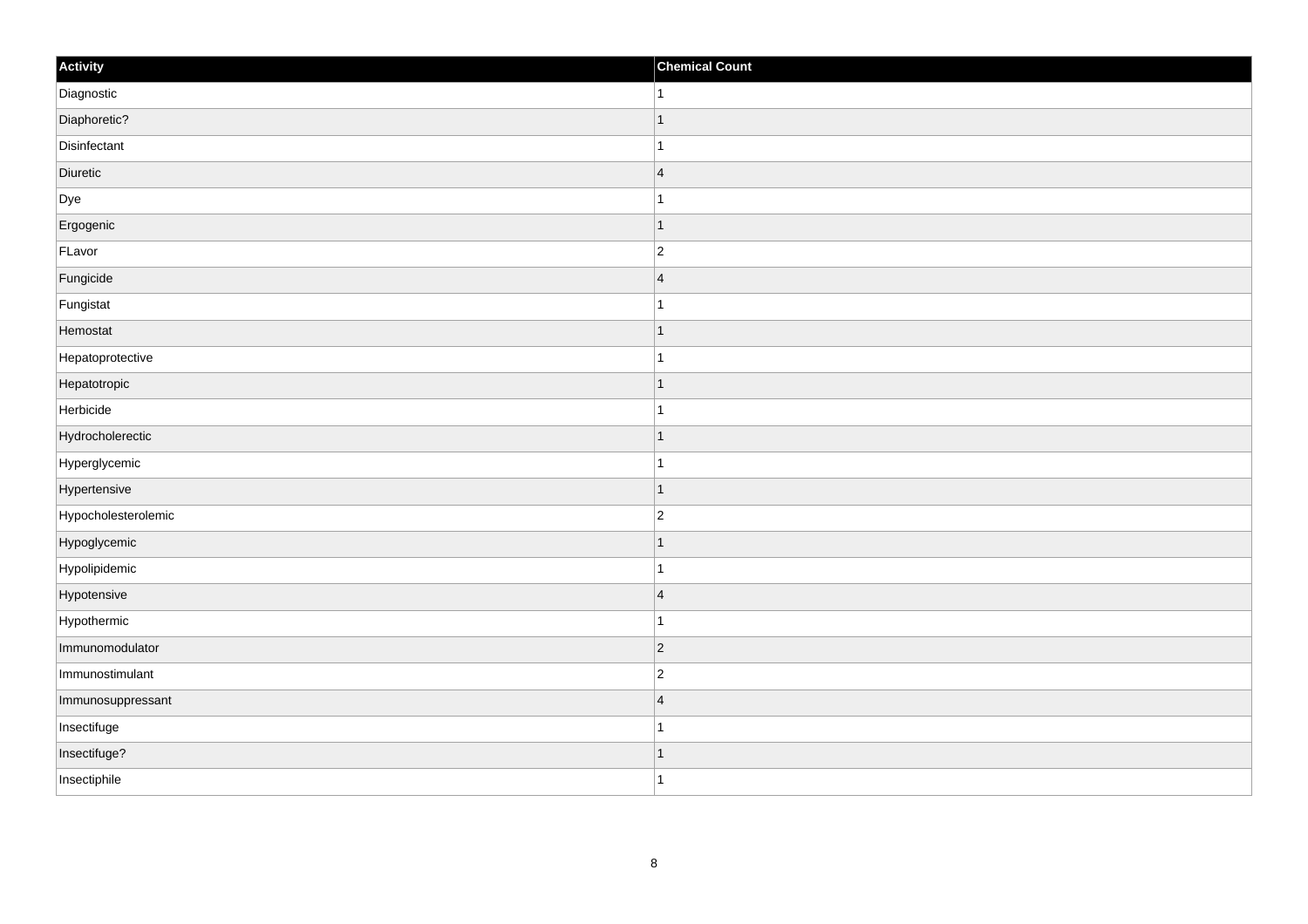| Activity | Chemical Count |
| --- | --- |
| Diagnostic | 1 |
| Diaphoretic? | 1 |
| Disinfectant | 1 |
| Diuretic | 4 |
| Dye | 1 |
| Ergogenic | 1 |
| FLavor | 2 |
| Fungicide | 4 |
| Fungistat | 1 |
| Hemostat | 1 |
| Hepatoprotective | 1 |
| Hepatotropic | 1 |
| Herbicide | 1 |
| Hydrocholerectic | 1 |
| Hyperglycemic | 1 |
| Hypertensive | 1 |
| Hypocholesterolemic | 2 |
| Hypoglycemic | 1 |
| Hypolipidemic | 1 |
| Hypotensive | 4 |
| Hypothermic | 1 |
| Immunomodulator | 2 |
| Immunostimulant | 2 |
| Immunosuppressant | 4 |
| Insectifuge | 1 |
| Insectifuge? | 1 |
| Insectiphile | 1 |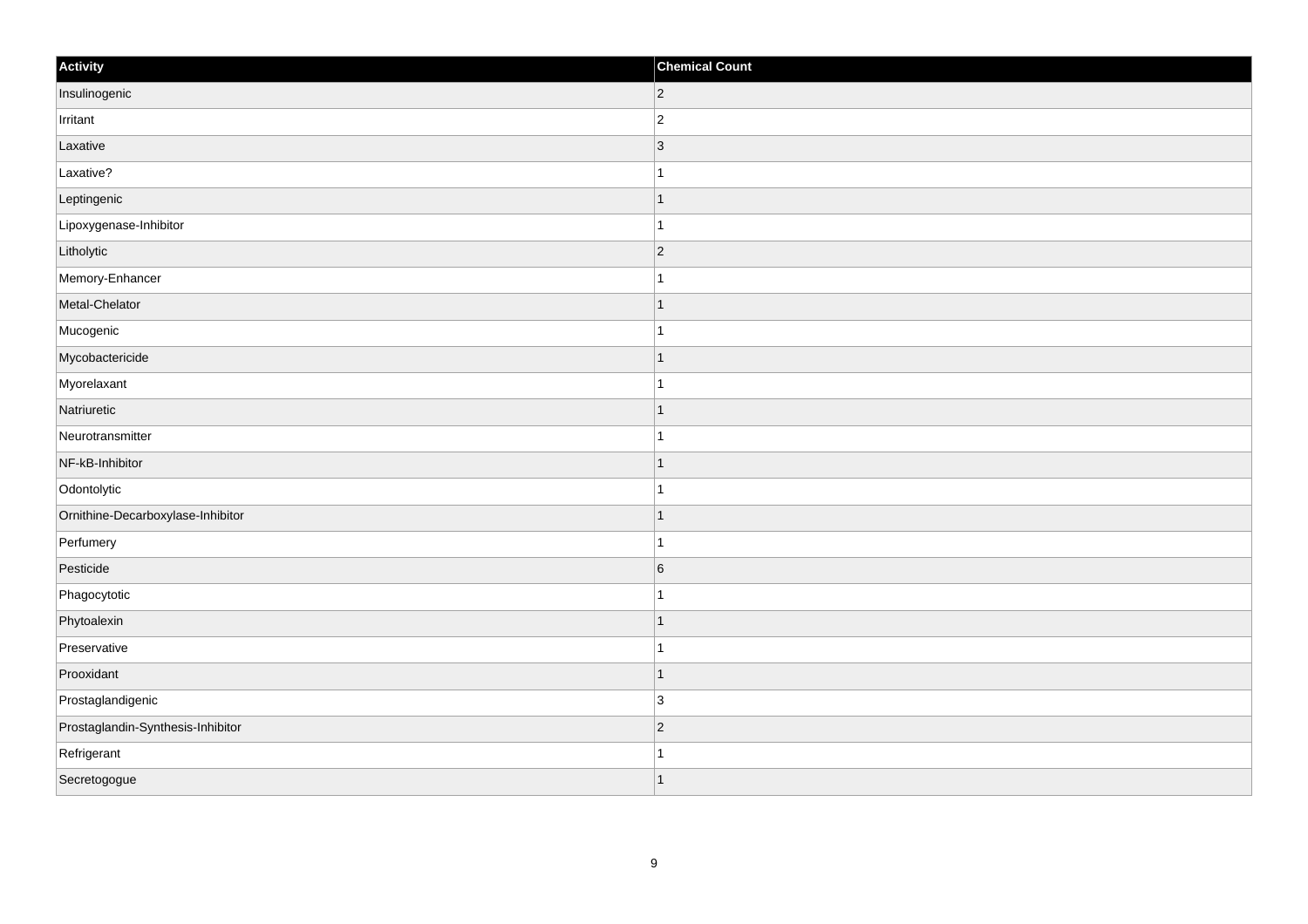| Activity | Chemical Count |
| --- | --- |
| Insulinogenic | 2 |
| Irritant | 2 |
| Laxative | 3 |
| Laxative? | 1 |
| Leptingenic | 1 |
| Lipoxygenase-Inhibitor | 1 |
| Litholytic | 2 |
| Memory-Enhancer | 1 |
| Metal-Chelator | 1 |
| Mucogenic | 1 |
| Mycobactericide | 1 |
| Myorelaxant | 1 |
| Natriuretic | 1 |
| Neurotransmitter | 1 |
| NF-kB-Inhibitor | 1 |
| Odontolytic | 1 |
| Ornithine-Decarboxylase-Inhibitor | 1 |
| Perfumery | 1 |
| Pesticide | 6 |
| Phagocytotic | 1 |
| Phytoalexin | 1 |
| Preservative | 1 |
| Prooxidant | 1 |
| Prostaglandigenic | 3 |
| Prostaglandin-Synthesis-Inhibitor | 2 |
| Refrigerant | 1 |
| Secretogogue | 1 |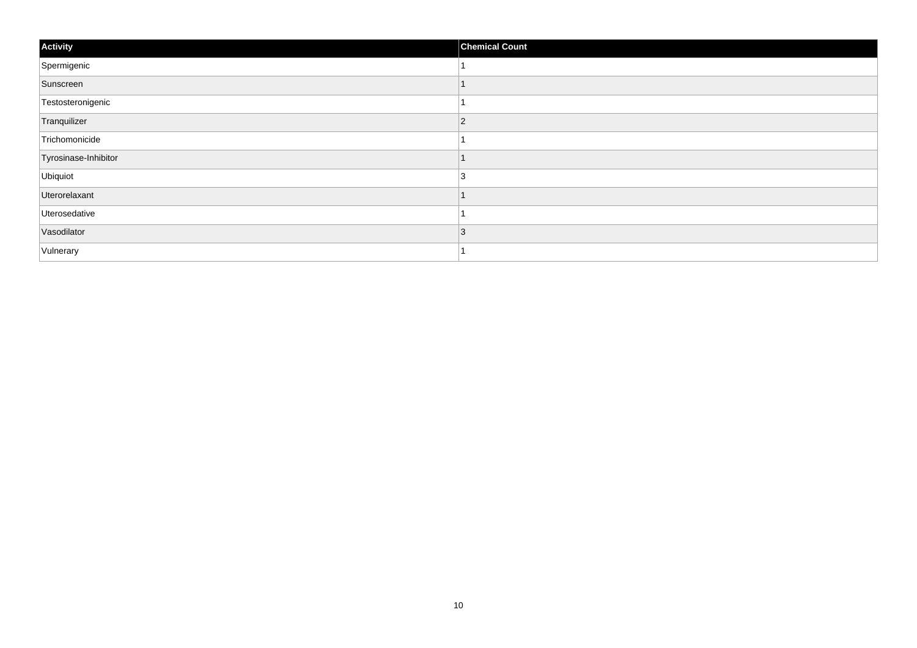| Activity | Chemical Count |
| --- | --- |
| Spermigenic | 1 |
| Sunscreen | 1 |
| Testosteronigenic | 1 |
| Tranquilizer | 2 |
| Trichomonicide | 1 |
| Tyrosinase-Inhibitor | 1 |
| Ubiquiot | 3 |
| Uterorelaxant | 1 |
| Uterosedative | 1 |
| Vasodilator | 3 |
| Vulnerary | 1 |